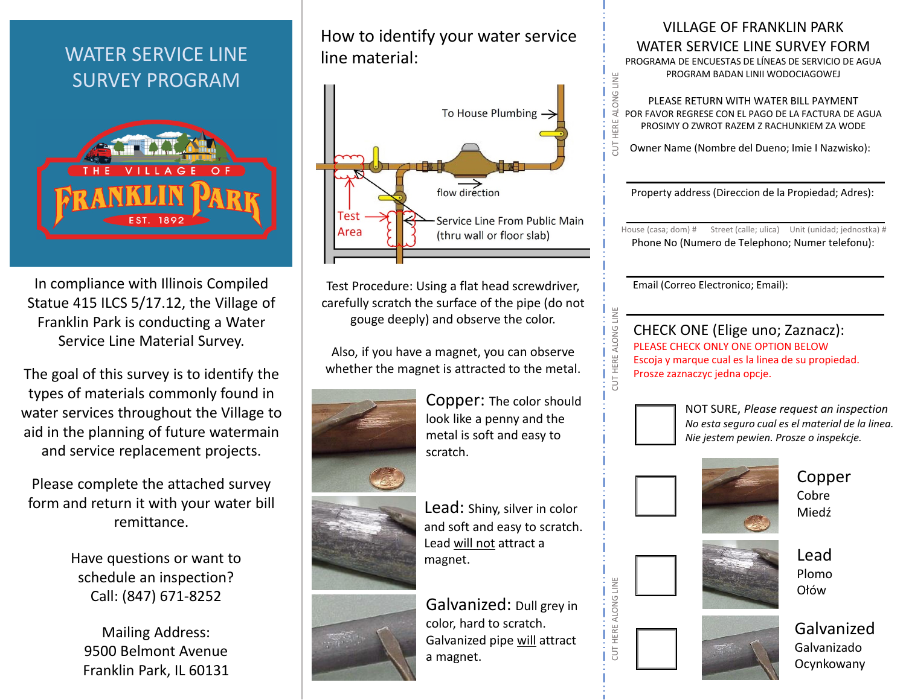# WATER SERVICE LINE SURVEY PROGRAM

THE VILLAGE OF FRANKLIN PARK EST. 1892

In compliance with Illinois Compiled Statue 415 ILCS 5/17.12, the Village of Franklin Park is conducting a Water Service Line Material Survey.

The goal of this survey is to identify the types of materials commonly found in water services throughout the Village to aid in the planning of future watermain and service replacement projects.

Please complete the attached survey form and return it with your water bill remittance.

Have questions or want to schedule an inspection?
Call: (847) 671-8252

Mailing Address:
9500 Belmont Avenue
Franklin Park, IL 60131

## How to identify your water service line material:

To House Plumbing →

flow direction

Test Area

Service Line From Public Main (thru wall or floor slab)

Test Procedure: Using a flat head screwdriver, carefully scratch the surface of the pipe (do not gouge deeply) and observe the color.

Also, if you have a magnet, you can observe whether the magnet is attracted to the metal.

**Copper:** The color should look like a penny and the metal is soft and easy to scratch.

**Lead:** Shiny, silver in color and soft and easy to scratch. Lead will not attract a magnet.

**Galvanized:** Dull grey in color, hard to scratch. Galvanized pipe will attract a magnet.

CUT HERE ALONG LINE

## VILLAGE OF FRANKLIN PARK WATER SERVICE LINE SURVEY FORM

PROGRAMA DE ENCUESTAS DE LÍNEAS DE SERVICIO DE AGUA
PROGRAM BADAN LINII WODOCIAGOWEJ

PLEASE RETURN WITH WATER BILL PAYMENT
POR FAVOR REGRESE CON EL PAGO DE LA FACTURA DE AGUA
PROSIMY O ZWROT RAZEM Z RACHUNKIEM ZA WODE

Owner Name (Nombre del Dueno; Imie I Nazwisko):

Property address (Direccion de la Propiedad; Adres):

House (casa; dom) # Street (calle; ulica) Unit (unidad; jednostka) #

Phone No (Numero de Telephono; Numer telefonu):

Email (Correo Electronico; Email):

CHECK ONE (Elige uno; Zaznacz):

PLEASE CHECK ONLY ONE OPTION BELOW
Escoja y marque cual es la linea de su propiedad.
Prosze zaznaczyc jedna opcje.

☐ NOT SURE, *Please request an inspection*
*No esta seguro cual es el material de la linea.*
*Nie jestem pewien. Prosze o inspekcje.*

☐ Copper
Cobre
Miedź

☐ Lead
Plomo
Ołów

☐ Galvanized
Galvanizado
Ocynkowany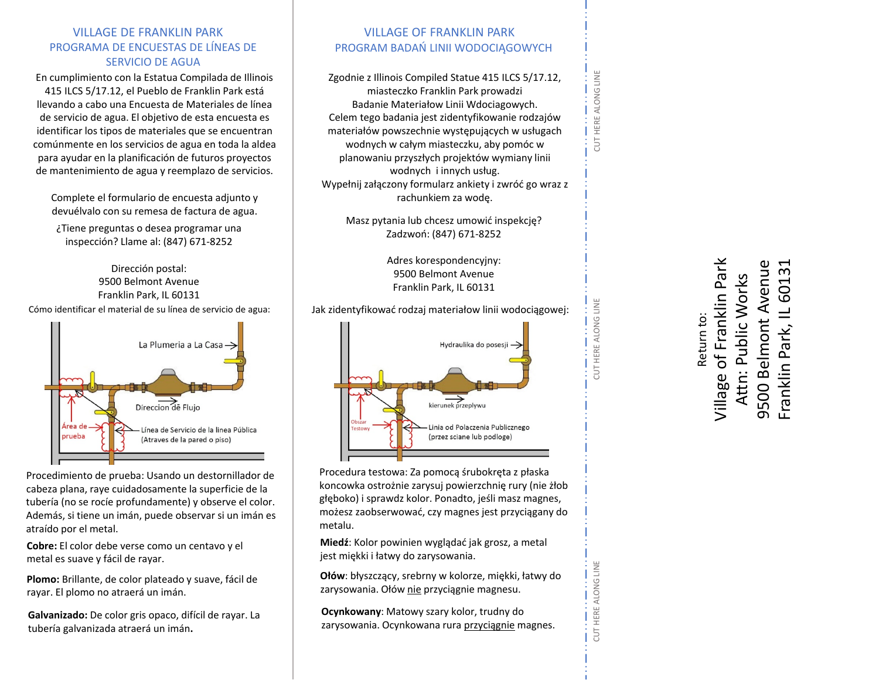## VILLAGE DE FRANKLIN PARK
## PROGRAMA DE ENCUESTAS DE LÍNEAS DE SERVICIO DE AGUA

En cumplimiento con la Estatua Compilada de Illinois 415 ILCS 5/17.12, el Pueblo de Franklin Park está llevando a cabo una Encuesta de Materiales de línea de servicio de agua. El objetivo de esta encuesta es identificar los tipos de materiales que se encuentran comúnmente en los servicios de agua en toda la aldea para ayudar en la planificación de futuros proyectos de mantenimiento de agua y reemplazo de servicios.

Complete el formulario de encuesta adjunto y devuélvalo con su remesa de factura de agua.

¿Tiene preguntas o desea programar una inspección? Llame al: (847) 671-8252

Dirección postal:
9500 Belmont Avenue
Franklin Park, IL 60131

Cómo identificar el material de su línea de servicio de agua:

La Plumeria a La Casa

Direccion de Flujo

Área de prueba

Línea de Servicio de la linea Pública (Atraves de la pared o piso)

Procedimiento de prueba: Usando un destornillador de cabeza plana, raye cuidadosamente la superficie de la tubería (no se rocíe profundamente) y observe el color. Además, si tiene un imán, puede observar si un imán es atraído por el metal.

**Cobre:** El color debe verse como un centavo y el metal es suave y fácil de rayar.

**Plomo:** Brillante, de color plateado y suave, fácil de rayar. El plomo no atraerá un imán.

**Galvanizado:** De color gris opaco, difícil de rayar. La tubería galvanizada atraerá un imán**.**

## VILLAGE OF FRANKLIN PARK
## PROGRAM BADAŃ LINII WODOCIĄGOWYCH

Zgodnie z Illinois Compiled Statue 415 ILCS 5/17.12, miasteczko Franklin Park prowadzi Badanie Materiałow Linii Wdociagowych. Celem tego badania jest zidentyfikowanie rodzajów materiałów powszechnie występujących w usługach wodnych w całym miasteczku, aby pomóc w planowaniu przyszłych projektów wymiany linii wodnych i innych usług. Wypełnij załączony formularz ankiety i zwróć go wraz z rachunkiem za wodę.

Masz pytania lub chcesz umowić inspekcję? Zadzwoń: (847) 671-8252

Adres korespondencyjny:
9500 Belmont Avenue
Franklin Park, IL 60131

Jak zidentyfikować rodzaj materiałow linii wodociągowej:

Hydraulika do posesji

kierunek przeplywu

Obszar Testowy

Linia od Polaczenia Publicznego (przez sciane lub podloge)

Procedura testowa: Za pomocą śrubokręta z płaska koncowka ostrożnie zarysuj powierzchnię rury (nie żłob głęboko) i sprawdz kolor. Ponadto, jeśli masz magnes, możesz zaobserwować, czy magnes jest przyciągany do metalu.

**Miedź**: Kolor powinien wyglądać jak grosz, a metal jest miękki i łatwy do zarysowania.

**Ołów**: błyszczący, srebrny w kolorze, miękki, łatwy do zarysowania. Ołów nie przyciągnie magnesu.

**Ocynkowany**: Matowy szary kolor, trudny do zarysowania. Ocynkowana rura przyciągnie magnes.

CUT HERE ALONG LINE

CUT HERE ALONG LINE

CUT HERE ALONG LINE

Return to:
Village of Franklin Park
Attn: Public Works
9500 Belmont Avenue
Franklin Park, IL 60131